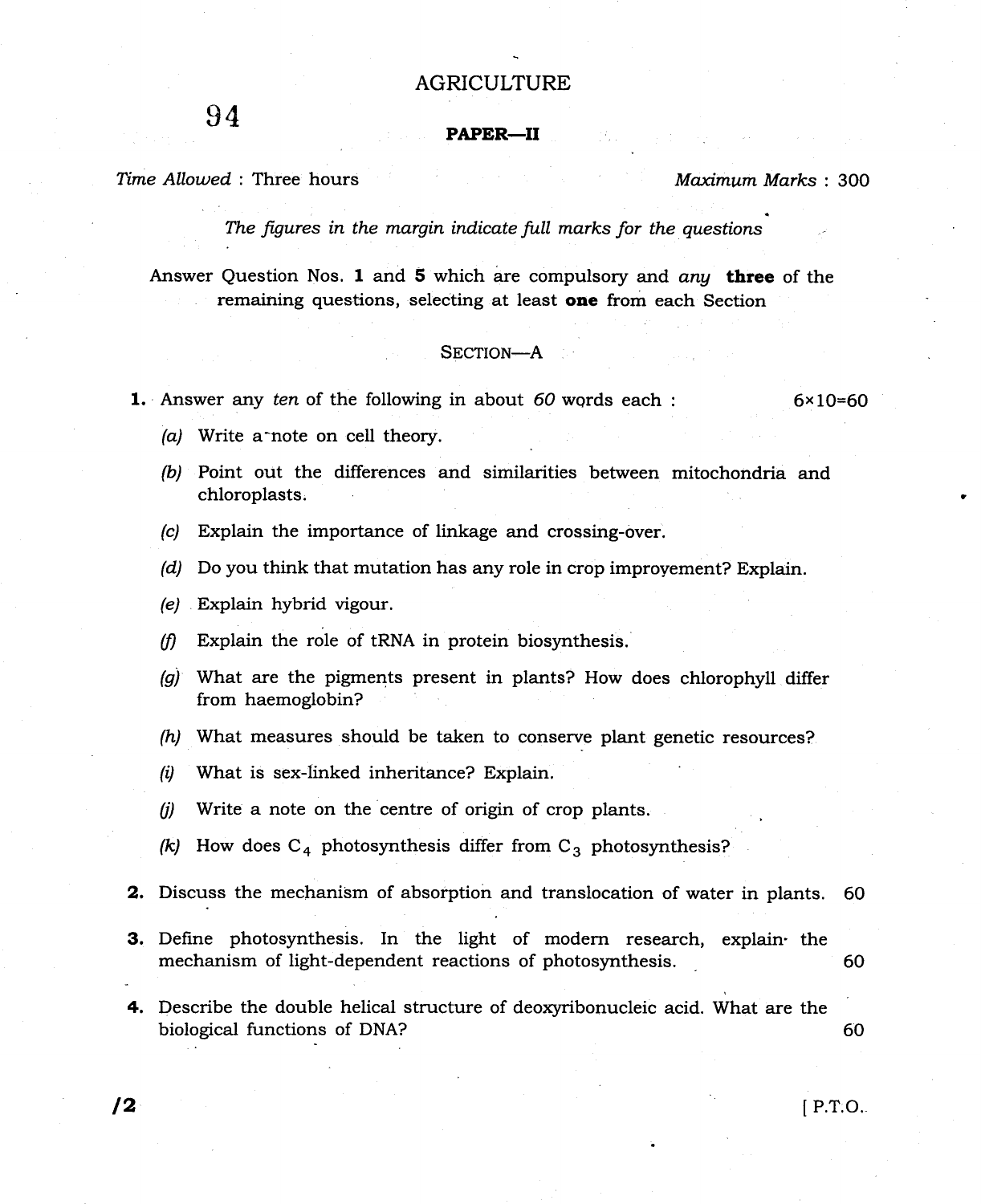# AGRICULTURE

94

## PAPER—II

*Time Allowed* : Three hours *Maximum Marks* : 300

*The figures in the margin indicate full marks for the questions*

Answer Question Nos. **1** and **5** which are compulsory and *any* **three** of the remaining questions, selecting at least **one** from each Section

### SECTION—A

**1.** Answer any *ten* of the following in about *60* words each : 6×10=60

*(a)* Write a note on cell theory.

*(b)* Point out the differences and similarities between mitochondria and chloroplasts.

*(c)* Explain the importance of linkage and crossing-over.

*(d)* Do you think that mutation has any role in crop improvement? Explain.

*(e)* Explain hybrid vigour.

*(f)* Explain the role of tRNA in protein biosynthesis.

*(g)* What are the pigments present in plants? How does chlorophyll differ from haemoglobin?

*(h)* What measures should be taken to conserve plant genetic resources?

*(i)* What is sex-linked inheritance? Explain.

*(j)* Write a note on the centre of origin of crop plants.

*(k)* How does $C_4$ photosynthesis differ from $C_3$ photosynthesis?

**2.** Discuss the mechanism of absorption and translocation of water in plants. 60

**3.** Define photosynthesis. In the light of modern research, explain the mechanism of light-dependent reactions of photosynthesis. 60

**4.** Describe the double helical structure of deoxyribonucleic acid. What are the biological functions of DNA? 60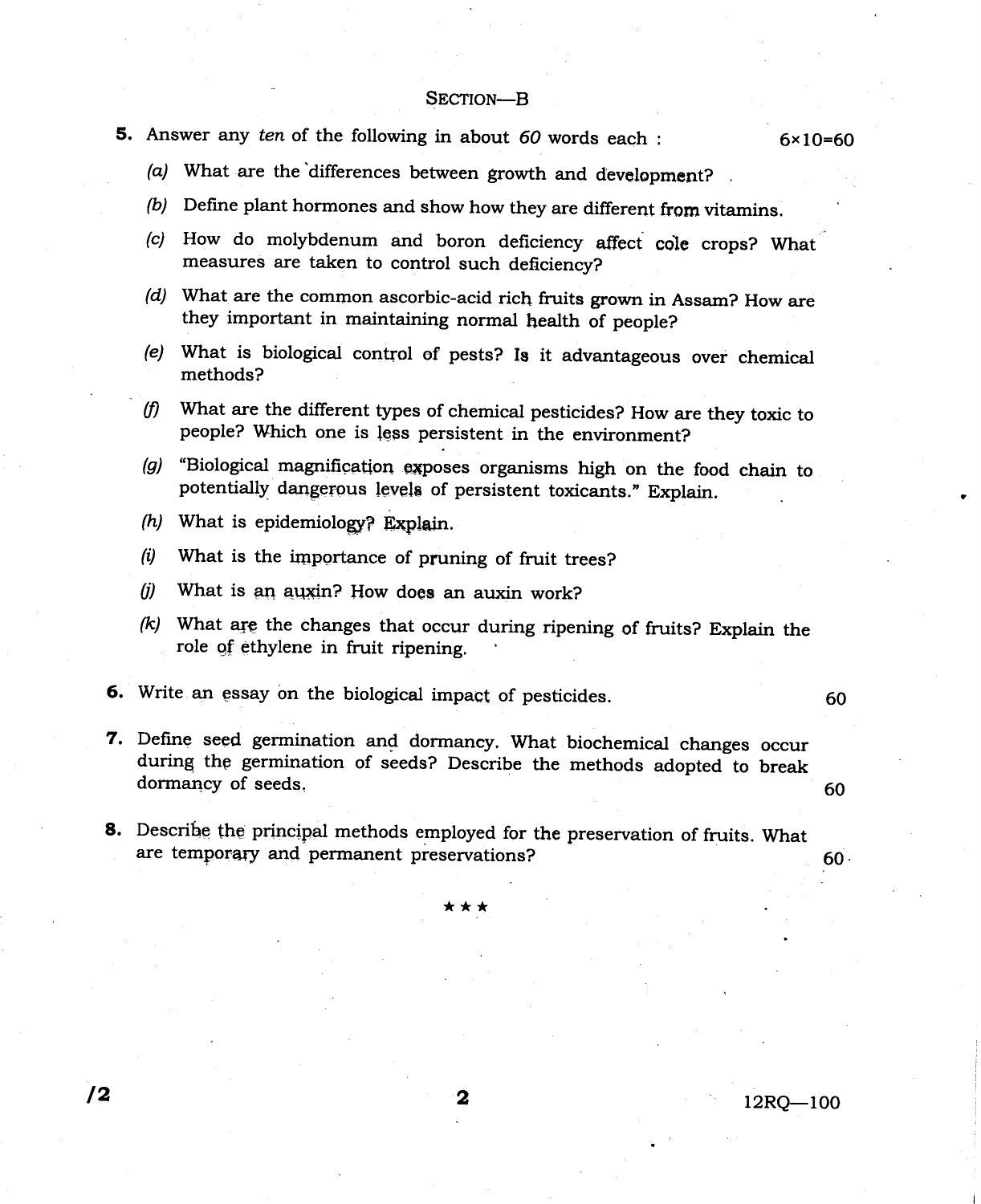## SECTION—B

**5.** Answer any *ten* of the following in about *60* words each : 6×10=60

*(a)* What are the differences between growth and development?

*(b)* Define plant hormones and show how they are different from vitamins.

*(c)* How do molybdenum and boron deficiency affect cole crops? What measures are taken to control such deficiency?

*(d)* What are the common ascorbic-acid rich fruits grown in Assam? How are they important in maintaining normal health of people?

*(e)* What is biological control of pests? Is it advantageous over chemical methods?

*(f)* What are the different types of chemical pesticides? How are they toxic to people? Which one is less persistent in the environment?

*(g)* "Biological magnification exposes organisms high on the food chain to potentially dangerous levels of persistent toxicants." Explain.

*(h)* What is epidemiology? Explain.

*(i)* What is the importance of pruning of fruit trees?

*(j)* What is an auxin? How does an auxin work?

*(k)* What are the changes that occur during ripening of fruits? Explain the role of ethylene in fruit ripening.

**6.** Write an essay on the biological impact of pesticides. 60

**7.** Define seed germination and dormancy. What biochemical changes occur during the germination of seeds? Describe the methods adopted to break dormancy of seeds. 60

**8.** Describe the principal methods employed for the preservation of fruits. What are temporary and permanent preservations? 60

★★★

12RQ—100